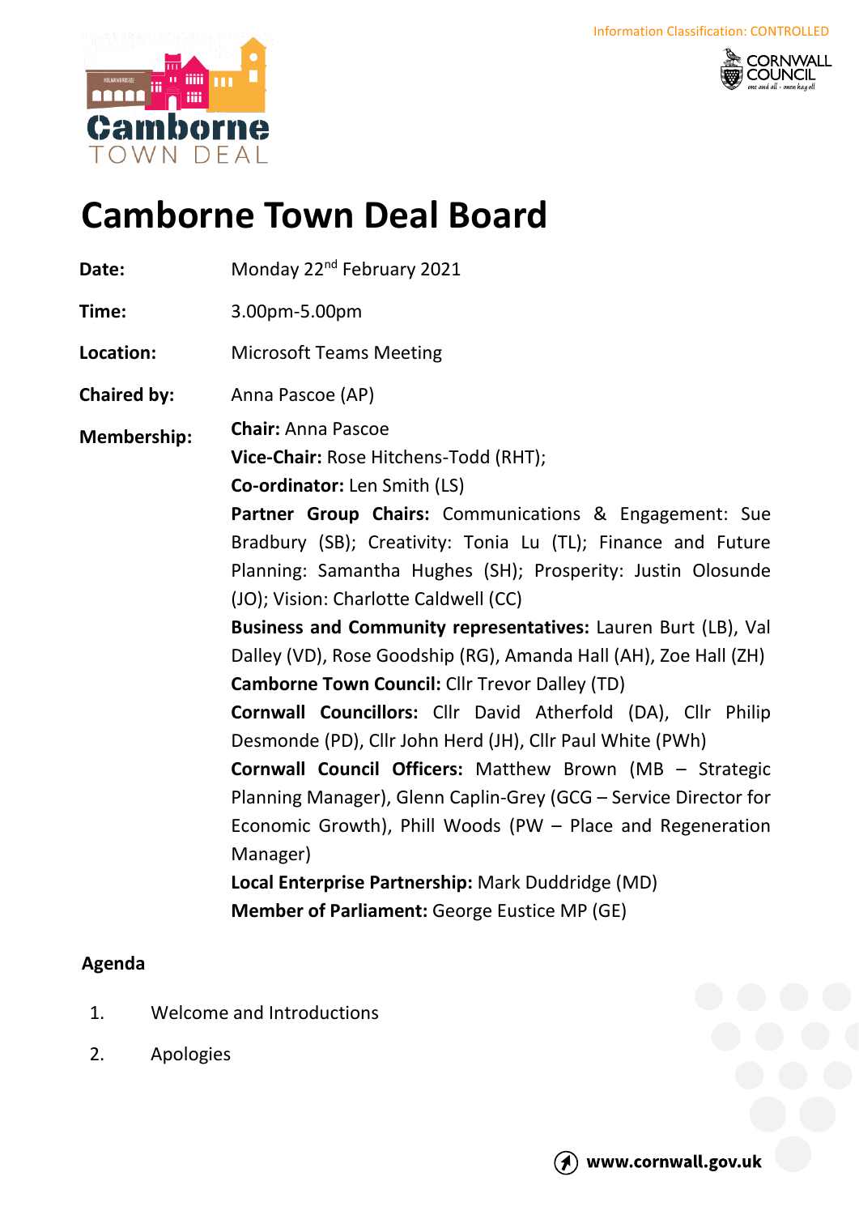Information Classification: CONTROLLED

# Camborne Town Deal Board

**Date:** Monday 22nd February 2021

**Time:** 3.00pm-5.00pm

**Location:** Microsoft Teams Meeting

**Chaired by:** Anna Pascoe (AP)

**Membership:**

**Chair:** Anna Pascoe
**Vice-Chair:** Rose Hitchens-Todd (RHT);
**Co-ordinator:** Len Smith (LS)
**Partner Group Chairs:** Communications & Engagement: Sue Bradbury (SB); Creativity: Tonia Lu (TL); Finance and Future Planning: Samantha Hughes (SH); Prosperity: Justin Olosunde (JO); Vision: Charlotte Caldwell (CC)
**Business and Community representatives:** Lauren Burt (LB), Val Dalley (VD), Rose Goodship (RG), Amanda Hall (AH), Zoe Hall (ZH)
**Camborne Town Council:** Cllr Trevor Dalley (TD)
**Cornwall Councillors:** Cllr David Atherfold (DA), Cllr Philip Desmonde (PD), Cllr John Herd (JH), Cllr Paul White (PWh)
**Cornwall Council Officers:** Matthew Brown (MB – Strategic Planning Manager), Glenn Caplin-Grey (GCG – Service Director for Economic Growth), Phill Woods (PW – Place and Regeneration Manager)
**Local Enterprise Partnership:** Mark Duddridge (MD)
**Member of Parliament:** George Eustice MP (GE)

## Agenda

1. Welcome and Introductions
2. Apologies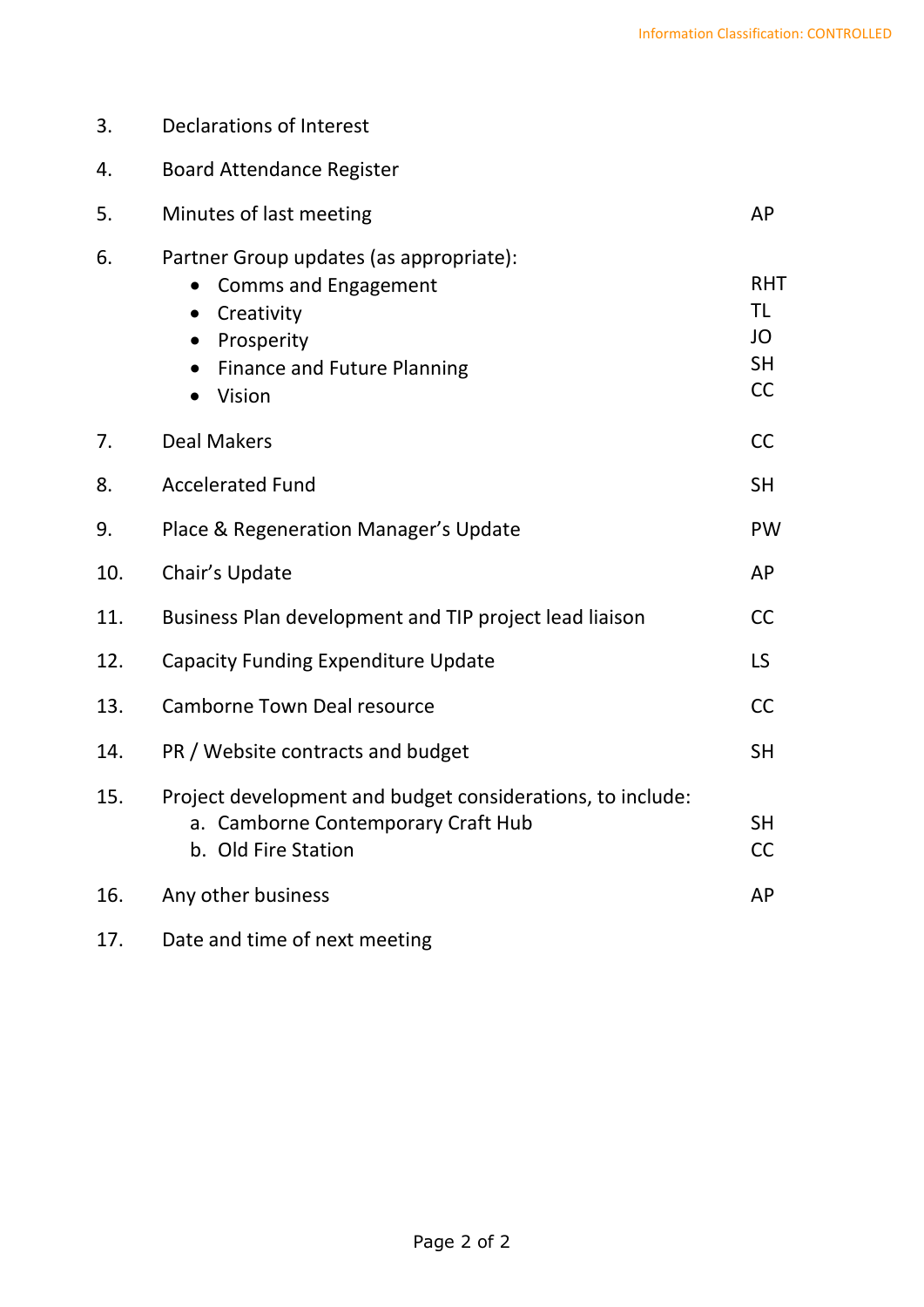| | | |
|---|---|---|
| 3. | Declarations of Interest | |
| 4. | Board Attendance Register | |
| 5. | Minutes of last meeting | AP |
| 6. | Partner Group updates (as appropriate): | |
| | • Comms and Engagement | RHT |
| | • Creativity | TL |
| | • Prosperity | JO |
| | • Finance and Future Planning | SH |
| | • Vision | CC |
| 7. | Deal Makers | CC |
| 8. | Accelerated Fund | SH |
| 9. | Place & Regeneration Manager's Update | PW |
| 10. | Chair's Update | AP |
| 11. | Business Plan development and TIP project lead liaison | CC |
| 12. | Capacity Funding Expenditure Update | LS |
| 13. | Camborne Town Deal resource | CC |
| 14. | PR / Website contracts and budget | SH |
| 15. | Project development and budget considerations, to include: | |
| | a. Camborne Contemporary Craft Hub | SH |
| | b. Old Fire Station | CC |
| 16. | Any other business | AP |
| 17. | Date and time of next meeting | |